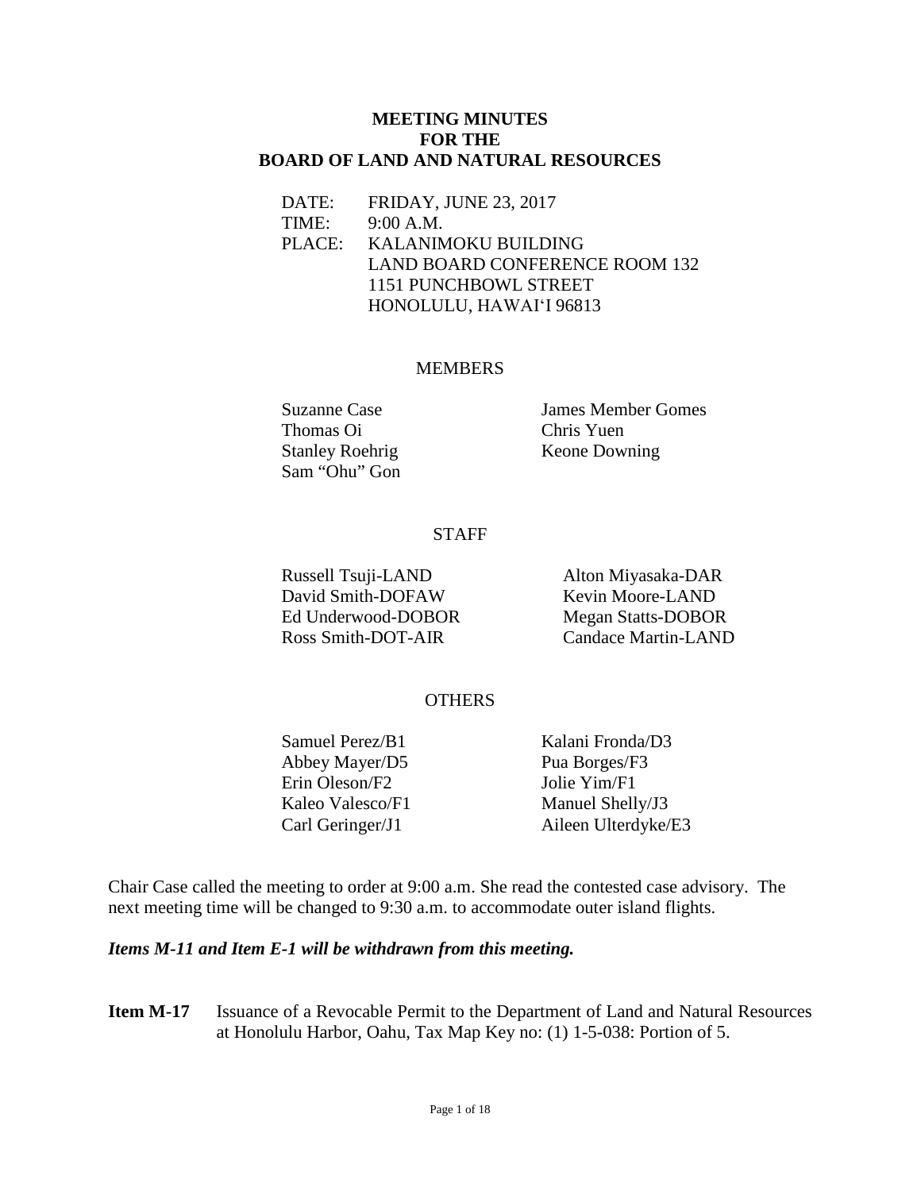# MEETING MINUTES
# FOR THE
# BOARD OF LAND AND NATURAL RESOURCES

DATE: FRIDAY, JUNE 23, 2017
TIME: 9:00 A.M.
PLACE: KALANIMOKU BUILDING
LAND BOARD CONFERENCE ROOM 132
1151 PUNCHBOWL STREET
HONOLULU, HAWAI'I 96813

## MEMBERS

Suzanne Case
Thomas Oi
Stanley Roehrig
Sam "Ohu" Gon
James Member Gomes
Chris Yuen
Keone Downing

## STAFF

Russell Tsuji-LAND
David Smith-DOFAW
Ed Underwood-DOBOR
Ross Smith-DOT-AIR
Alton Miyasaka-DAR
Kevin Moore-LAND
Megan Statts-DOBOR
Candace Martin-LAND

## OTHERS

Samuel Perez/B1
Abbey Mayer/D5
Erin Oleson/F2
Kaleo Valesco/F1
Carl Geringer/J1
Kalani Fronda/D3
Pua Borges/F3
Jolie Yim/F1
Manuel Shelly/J3
Aileen Ulterdyke/E3

Chair Case called the meeting to order at 9:00 a.m. She read the contested case advisory. The next meeting time will be changed to 9:30 a.m. to accommodate outer island flights.

***Items M-11 and Item E-1 will be withdrawn from this meeting.***

**Item M-17** Issuance of a Revocable Permit to the Department of Land and Natural Resources at Honolulu Harbor, Oahu, Tax Map Key no: (1) 1-5-038: Portion of 5.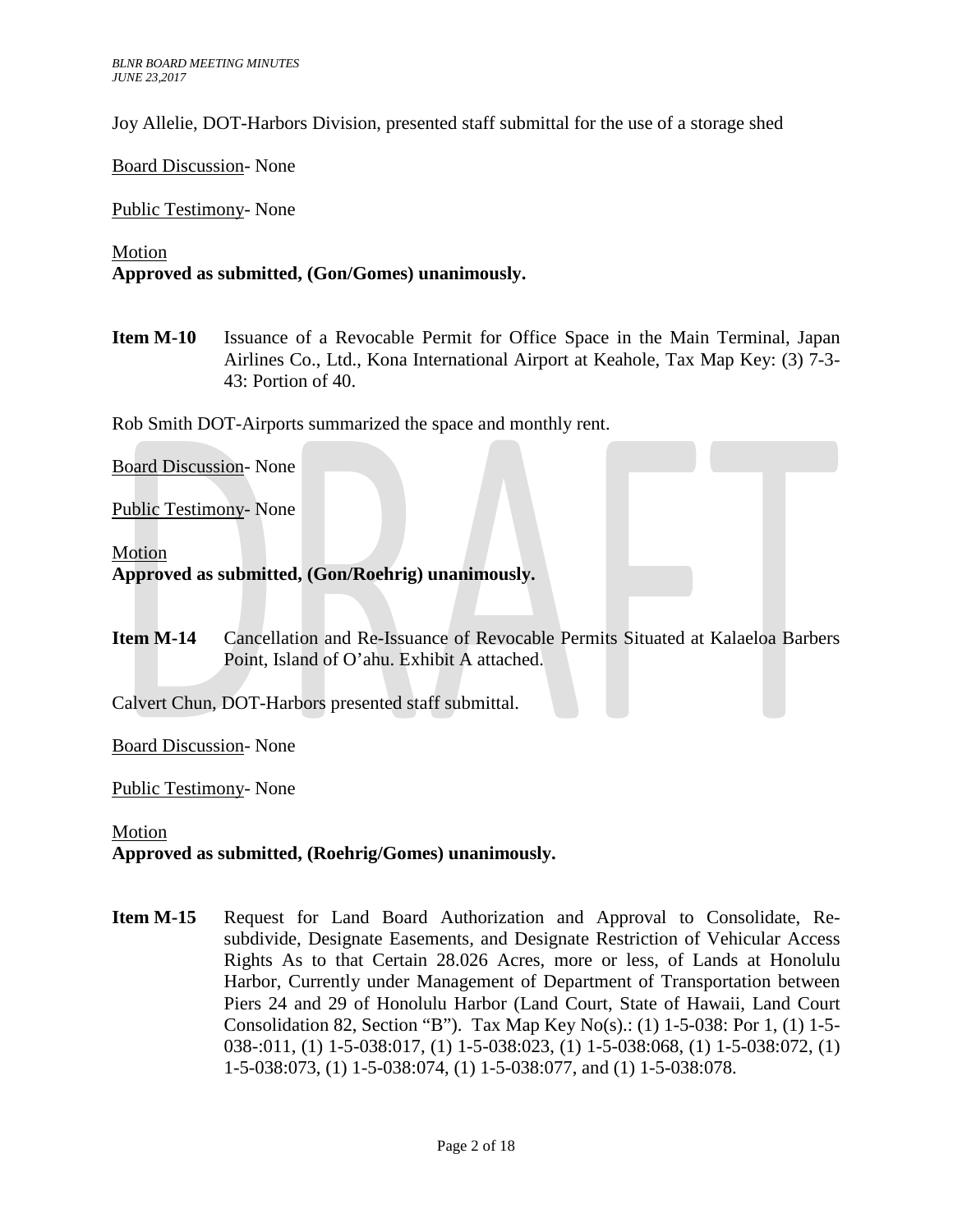Joy Allelie, DOT-Harbors Division, presented staff submittal for the use of a storage shed

Board Discussion- None

Public Testimony- None

Motion
**Approved as submitted, (Gon/Gomes) unanimously.**

**Item M-10** Issuance of a Revocable Permit for Office Space in the Main Terminal, Japan Airlines Co., Ltd., Kona International Airport at Keahole, Tax Map Key: (3) 7-3-43: Portion of 40.

Rob Smith DOT-Airports summarized the space and monthly rent.

Board Discussion- None

Public Testimony- None

Motion
**Approved as submitted, (Gon/Roehrig) unanimously.**

**Item M-14** Cancellation and Re-Issuance of Revocable Permits Situated at Kalaeloa Barbers Point, Island of O'ahu. Exhibit A attached.

Calvert Chun, DOT-Harbors presented staff submittal.

Board Discussion- None

Public Testimony- None

Motion
**Approved as submitted, (Roehrig/Gomes) unanimously.**

**Item M-15** Request for Land Board Authorization and Approval to Consolidate, Re-subdivide, Designate Easements, and Designate Restriction of Vehicular Access Rights As to that Certain 28.026 Acres, more or less, of Lands at Honolulu Harbor, Currently under Management of Department of Transportation between Piers 24 and 29 of Honolulu Harbor (Land Court, State of Hawaii, Land Court Consolidation 82, Section "B"). Tax Map Key No(s).: (1) 1-5-038: Por 1, (1) 1-5-038-:011, (1) 1-5-038:017, (1) 1-5-038:023, (1) 1-5-038:068, (1) 1-5-038:072, (1) 1-5-038:073, (1) 1-5-038:074, (1) 1-5-038:077, and (1) 1-5-038:078.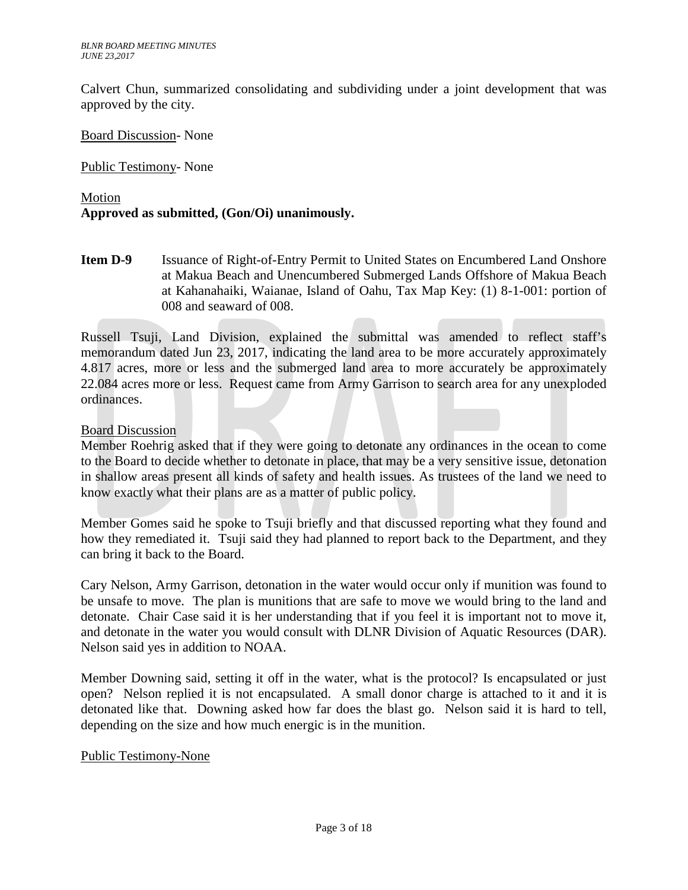Calvert Chun, summarized consolidating and subdividing under a joint development that was approved by the city.

Board Discussion- None

Public Testimony- None

Motion
**Approved as submitted, (Gon/Oi) unanimously.**

**Item D-9** Issuance of Right-of-Entry Permit to United States on Encumbered Land Onshore at Makua Beach and Unencumbered Submerged Lands Offshore of Makua Beach at Kahanahaiki, Waianae, Island of Oahu, Tax Map Key: (1) 8-1-001: portion of 008 and seaward of 008.

Russell Tsuji, Land Division, explained the submittal was amended to reflect staff's memorandum dated Jun 23, 2017, indicating the land area to be more accurately approximately 4.817 acres, more or less and the submerged land area to more accurately be approximately 22.084 acres more or less. Request came from Army Garrison to search area for any unexploded ordinances.

Board Discussion
Member Roehrig asked that if they were going to detonate any ordinances in the ocean to come to the Board to decide whether to detonate in place, that may be a very sensitive issue, detonation in shallow areas present all kinds of safety and health issues. As trustees of the land we need to know exactly what their plans are as a matter of public policy.

Member Gomes said he spoke to Tsuji briefly and that discussed reporting what they found and how they remediated it. Tsuji said they had planned to report back to the Department, and they can bring it back to the Board.

Cary Nelson, Army Garrison, detonation in the water would occur only if munition was found to be unsafe to move. The plan is munitions that are safe to move we would bring to the land and detonate. Chair Case said it is her understanding that if you feel it is important not to move it, and detonate in the water you would consult with DLNR Division of Aquatic Resources (DAR). Nelson said yes in addition to NOAA.

Member Downing said, setting it off in the water, what is the protocol? Is encapsulated or just open? Nelson replied it is not encapsulated. A small donor charge is attached to it and it is detonated like that. Downing asked how far does the blast go. Nelson said it is hard to tell, depending on the size and how much energic is in the munition.

Public Testimony-None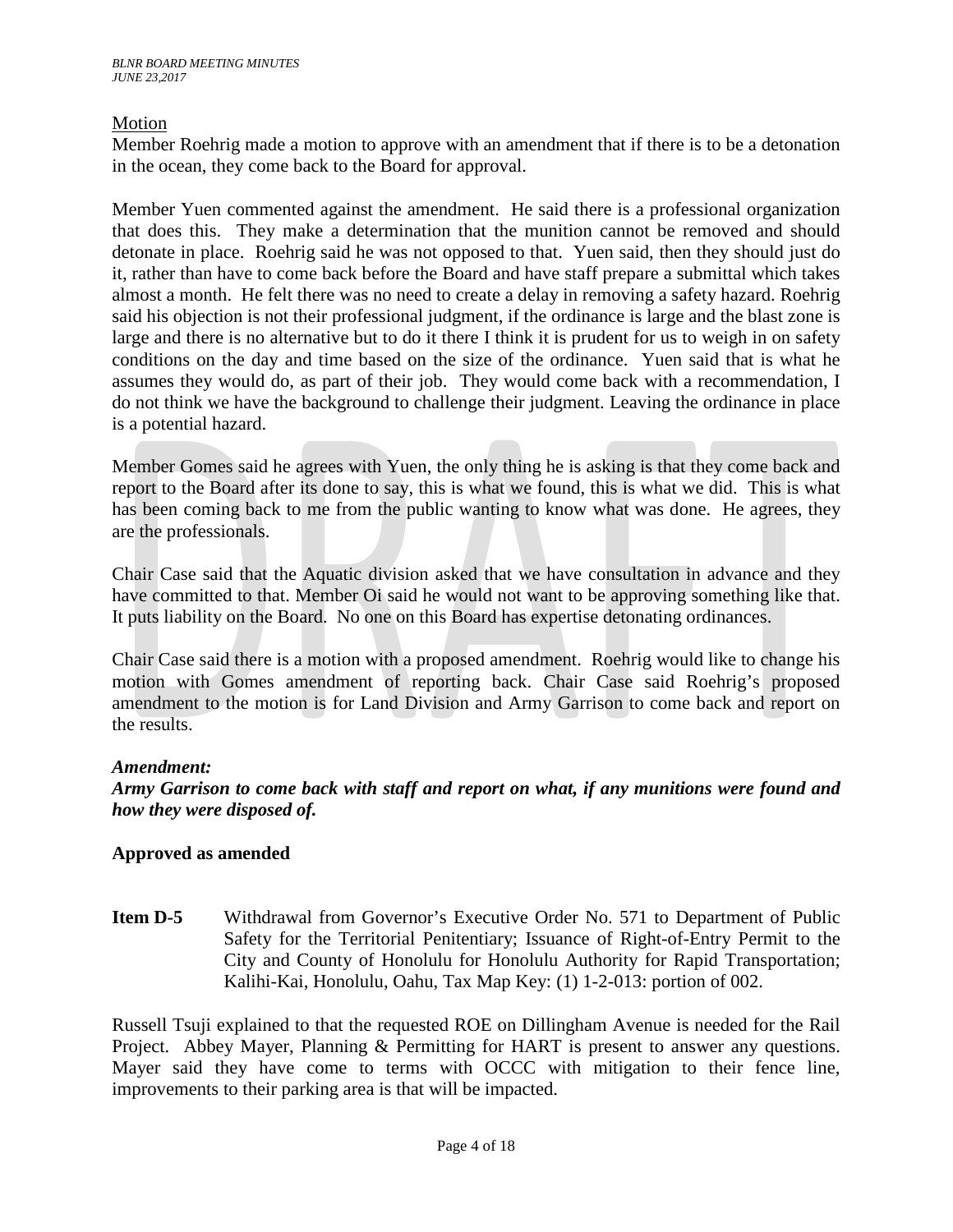Motion

Member Roehrig made a motion to approve with an amendment that if there is to be a detonation in the ocean, they come back to the Board for approval.

Member Yuen commented against the amendment. He said there is a professional organization that does this. They make a determination that the munition cannot be removed and should detonate in place. Roehrig said he was not opposed to that. Yuen said, then they should just do it, rather than have to come back before the Board and have staff prepare a submittal which takes almost a month. He felt there was no need to create a delay in removing a safety hazard. Roehrig said his objection is not their professional judgment, if the ordinance is large and the blast zone is large and there is no alternative but to do it there I think it is prudent for us to weigh in on safety conditions on the day and time based on the size of the ordinance. Yuen said that is what he assumes they would do, as part of their job. They would come back with a recommendation, I do not think we have the background to challenge their judgment. Leaving the ordinance in place is a potential hazard.

Member Gomes said he agrees with Yuen, the only thing he is asking is that they come back and report to the Board after its done to say, this is what we found, this is what we did. This is what has been coming back to me from the public wanting to know what was done. He agrees, they are the professionals.

Chair Case said that the Aquatic division asked that we have consultation in advance and they have committed to that. Member Oi said he would not want to be approving something like that. It puts liability on the Board. No one on this Board has expertise detonating ordinances.

Chair Case said there is a motion with a proposed amendment. Roehrig would like to change his motion with Gomes amendment of reporting back. Chair Case said Roehrig's proposed amendment to the motion is for Land Division and Army Garrison to come back and report on the results.

***Amendment:***

***Army Garrison to come back with staff and report on what, if any munitions were found and how they were disposed of.***

**Approved as amended**

**Item D-5** Withdrawal from Governor's Executive Order No. 571 to Department of Public Safety for the Territorial Penitentiary; Issuance of Right-of-Entry Permit to the City and County of Honolulu for Honolulu Authority for Rapid Transportation; Kalihi-Kai, Honolulu, Oahu, Tax Map Key: (1) 1-2-013: portion of 002.

Russell Tsuji explained to that the requested ROE on Dillingham Avenue is needed for the Rail Project. Abbey Mayer, Planning & Permitting for HART is present to answer any questions. Mayer said they have come to terms with OCCC with mitigation to their fence line, improvements to their parking area is that will be impacted.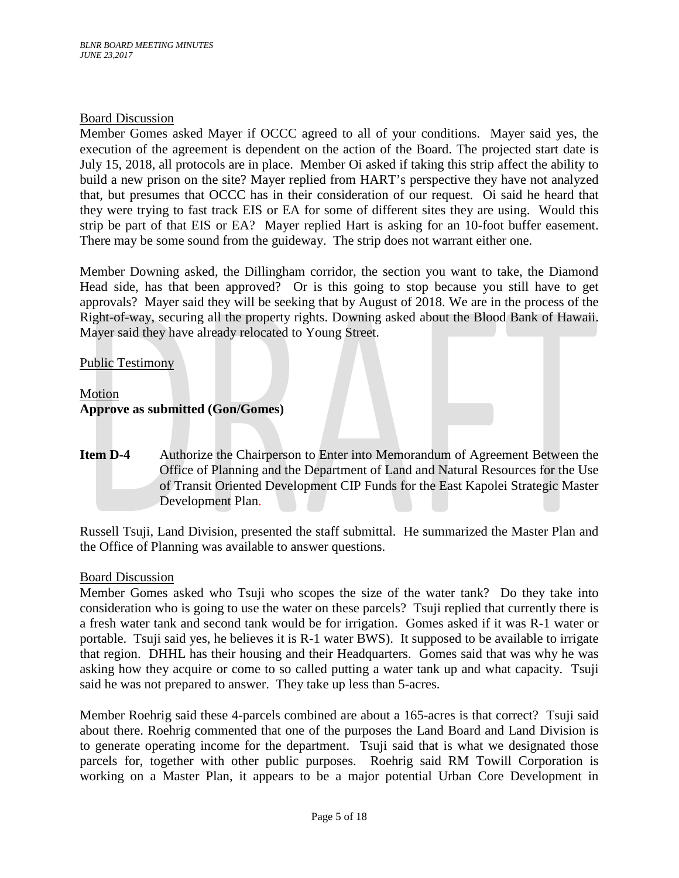Board Discussion

Member Gomes asked Mayer if OCCC agreed to all of your conditions. Mayer said yes, the execution of the agreement is dependent on the action of the Board. The projected start date is July 15, 2018, all protocols are in place. Member Oi asked if taking this strip affect the ability to build a new prison on the site? Mayer replied from HART's perspective they have not analyzed that, but presumes that OCCC has in their consideration of our request. Oi said he heard that they were trying to fast track EIS or EA for some of different sites they are using. Would this strip be part of that EIS or EA? Mayer replied Hart is asking for an 10-foot buffer easement. There may be some sound from the guideway. The strip does not warrant either one.

Member Downing asked, the Dillingham corridor, the section you want to take, the Diamond Head side, has that been approved? Or is this going to stop because you still have to get approvals? Mayer said they will be seeking that by August of 2018. We are in the process of the Right-of-way, securing all the property rights. Downing asked about the Blood Bank of Hawaii. Mayer said they have already relocated to Young Street.

Public Testimony

Motion

**Approve as submitted (Gon/Gomes)**

**Item D-4** Authorize the Chairperson to Enter into Memorandum of Agreement Between the Office of Planning and the Department of Land and Natural Resources for the Use of Transit Oriented Development CIP Funds for the East Kapolei Strategic Master Development Plan.

Russell Tsuji, Land Division, presented the staff submittal. He summarized the Master Plan and the Office of Planning was available to answer questions.

Board Discussion

Member Gomes asked who Tsuji who scopes the size of the water tank? Do they take into consideration who is going to use the water on these parcels? Tsuji replied that currently there is a fresh water tank and second tank would be for irrigation. Gomes asked if it was R-1 water or portable. Tsuji said yes, he believes it is R-1 water BWS). It supposed to be available to irrigate that region. DHHL has their housing and their Headquarters. Gomes said that was why he was asking how they acquire or come to so called putting a water tank up and what capacity. Tsuji said he was not prepared to answer. They take up less than 5-acres.

Member Roehrig said these 4-parcels combined are about a 165-acres is that correct? Tsuji said about there. Roehrig commented that one of the purposes the Land Board and Land Division is to generate operating income for the department. Tsuji said that is what we designated those parcels for, together with other public purposes. Roehrig said RM Towill Corporation is working on a Master Plan, it appears to be a major potential Urban Core Development in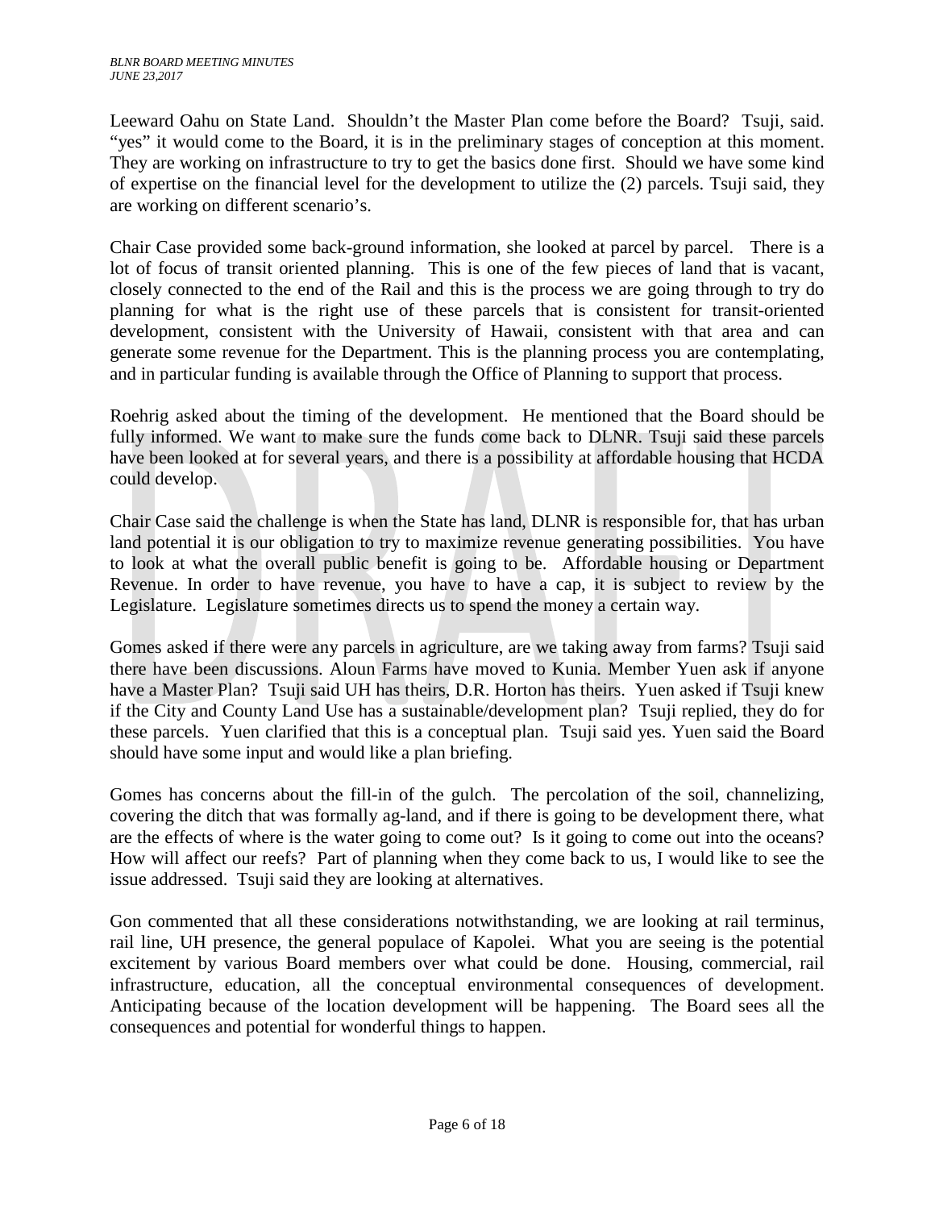Leeward Oahu on State Land. Shouldn't the Master Plan come before the Board? Tsuji, said. "yes" it would come to the Board, it is in the preliminary stages of conception at this moment. They are working on infrastructure to try to get the basics done first. Should we have some kind of expertise on the financial level for the development to utilize the (2) parcels. Tsuji said, they are working on different scenario's.

Chair Case provided some back-ground information, she looked at parcel by parcel. There is a lot of focus of transit oriented planning. This is one of the few pieces of land that is vacant, closely connected to the end of the Rail and this is the process we are going through to try do planning for what is the right use of these parcels that is consistent for transit-oriented development, consistent with the University of Hawaii, consistent with that area and can generate some revenue for the Department. This is the planning process you are contemplating, and in particular funding is available through the Office of Planning to support that process.

Roehrig asked about the timing of the development. He mentioned that the Board should be fully informed. We want to make sure the funds come back to DLNR. Tsuji said these parcels have been looked at for several years, and there is a possibility at affordable housing that HCDA could develop.

Chair Case said the challenge is when the State has land, DLNR is responsible for, that has urban land potential it is our obligation to try to maximize revenue generating possibilities. You have to look at what the overall public benefit is going to be. Affordable housing or Department Revenue. In order to have revenue, you have to have a cap, it is subject to review by the Legislature. Legislature sometimes directs us to spend the money a certain way.

Gomes asked if there were any parcels in agriculture, are we taking away from farms? Tsuji said there have been discussions. Aloun Farms have moved to Kunia. Member Yuen ask if anyone have a Master Plan? Tsuji said UH has theirs, D.R. Horton has theirs. Yuen asked if Tsuji knew if the City and County Land Use has a sustainable/development plan? Tsuji replied, they do for these parcels. Yuen clarified that this is a conceptual plan. Tsuji said yes. Yuen said the Board should have some input and would like a plan briefing.

Gomes has concerns about the fill-in of the gulch. The percolation of the soil, channelizing, covering the ditch that was formally ag-land, and if there is going to be development there, what are the effects of where is the water going to come out? Is it going to come out into the oceans? How will affect our reefs? Part of planning when they come back to us, I would like to see the issue addressed. Tsuji said they are looking at alternatives.

Gon commented that all these considerations notwithstanding, we are looking at rail terminus, rail line, UH presence, the general populace of Kapolei. What you are seeing is the potential excitement by various Board members over what could be done. Housing, commercial, rail infrastructure, education, all the conceptual environmental consequences of development. Anticipating because of the location development will be happening. The Board sees all the consequences and potential for wonderful things to happen.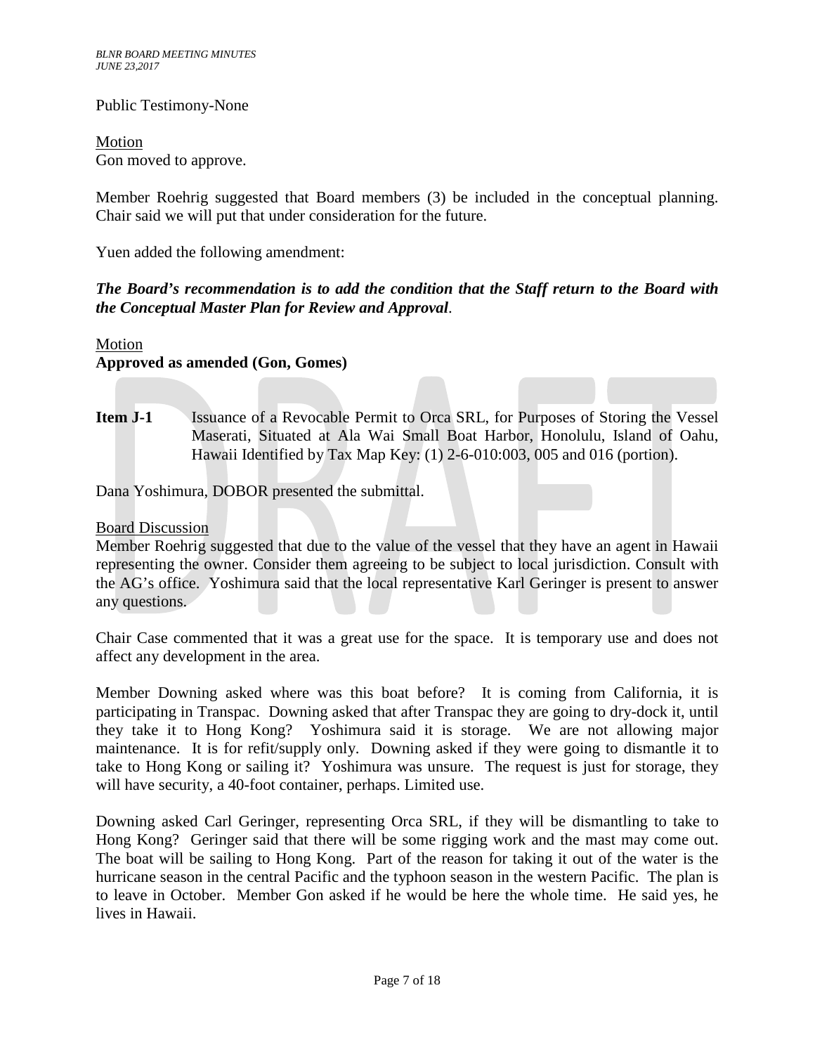Public Testimony-None

Motion
Gon moved to approve.

Member Roehrig suggested that Board members (3) be included in the conceptual planning. Chair said we will put that under consideration for the future.

Yuen added the following amendment:

***The Board's recommendation is to add the condition that the Staff return to the Board with the Conceptual Master Plan for Review and Approval**.*

Motion
**Approved as amended (Gon, Gomes)**

**Item J-1** Issuance of a Revocable Permit to Orca SRL, for Purposes of Storing the Vessel Maserati, Situated at Ala Wai Small Boat Harbor, Honolulu, Island of Oahu, Hawaii Identified by Tax Map Key: (1) 2-6-010:003, 005 and 016 (portion).

Dana Yoshimura, DOBOR presented the submittal.

Board Discussion
Member Roehrig suggested that due to the value of the vessel that they have an agent in Hawaii representing the owner. Consider them agreeing to be subject to local jurisdiction. Consult with the AG's office. Yoshimura said that the local representative Karl Geringer is present to answer any questions.

Chair Case commented that it was a great use for the space. It is temporary use and does not affect any development in the area.

Member Downing asked where was this boat before? It is coming from California, it is participating in Transpac. Downing asked that after Transpac they are going to dry-dock it, until they take it to Hong Kong? Yoshimura said it is storage. We are not allowing major maintenance. It is for refit/supply only. Downing asked if they were going to dismantle it to take to Hong Kong or sailing it? Yoshimura was unsure. The request is just for storage, they will have security, a 40-foot container, perhaps. Limited use.

Downing asked Carl Geringer, representing Orca SRL, if they will be dismantling to take to Hong Kong? Geringer said that there will be some rigging work and the mast may come out. The boat will be sailing to Hong Kong. Part of the reason for taking it out of the water is the hurricane season in the central Pacific and the typhoon season in the western Pacific. The plan is to leave in October. Member Gon asked if he would be here the whole time. He said yes, he lives in Hawaii.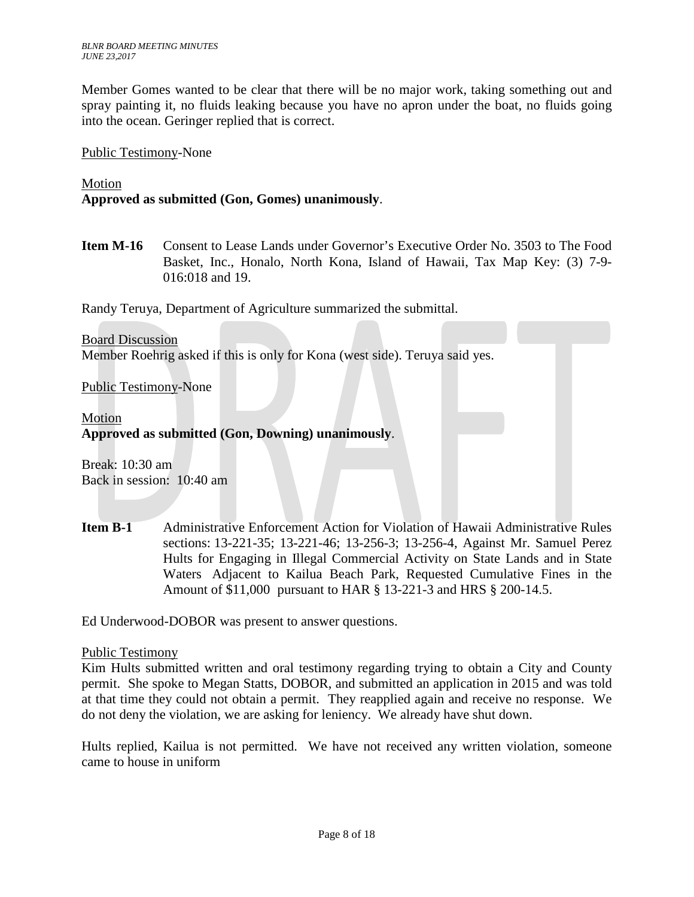Member Gomes wanted to be clear that there will be no major work, taking something out and spray painting it, no fluids leaking because you have no apron under the boat, no fluids going into the ocean. Geringer replied that is correct.

Public Testimony-None

Motion
**Approved as submitted (Gon, Gomes) unanimously**.

**Item M-16** Consent to Lease Lands under Governor's Executive Order No. 3503 to The Food Basket, Inc., Honalo, North Kona, Island of Hawaii, Tax Map Key: (3) 7-9-016:018 and 19.

Randy Teruya, Department of Agriculture summarized the submittal.

Board Discussion
Member Roehrig asked if this is only for Kona (west side). Teruya said yes.

Public Testimony-None

Motion
**Approved as submitted (Gon, Downing) unanimously**.

Break: 10:30 am
Back in session: 10:40 am

**Item B-1** Administrative Enforcement Action for Violation of Hawaii Administrative Rules sections: 13-221-35; 13-221-46; 13-256-3; 13-256-4, Against Mr. Samuel Perez Hults for Engaging in Illegal Commercial Activity on State Lands and in State Waters Adjacent to Kailua Beach Park, Requested Cumulative Fines in the Amount of $11,000 pursuant to HAR § 13-221-3 and HRS § 200-14.5.

Ed Underwood-DOBOR was present to answer questions.

Public Testimony
Kim Hults submitted written and oral testimony regarding trying to obtain a City and County permit. She spoke to Megan Statts, DOBOR, and submitted an application in 2015 and was told at that time they could not obtain a permit. They reapplied again and receive no response. We do not deny the violation, we are asking for leniency. We already have shut down.

Hults replied, Kailua is not permitted. We have not received any written violation, someone came to house in uniform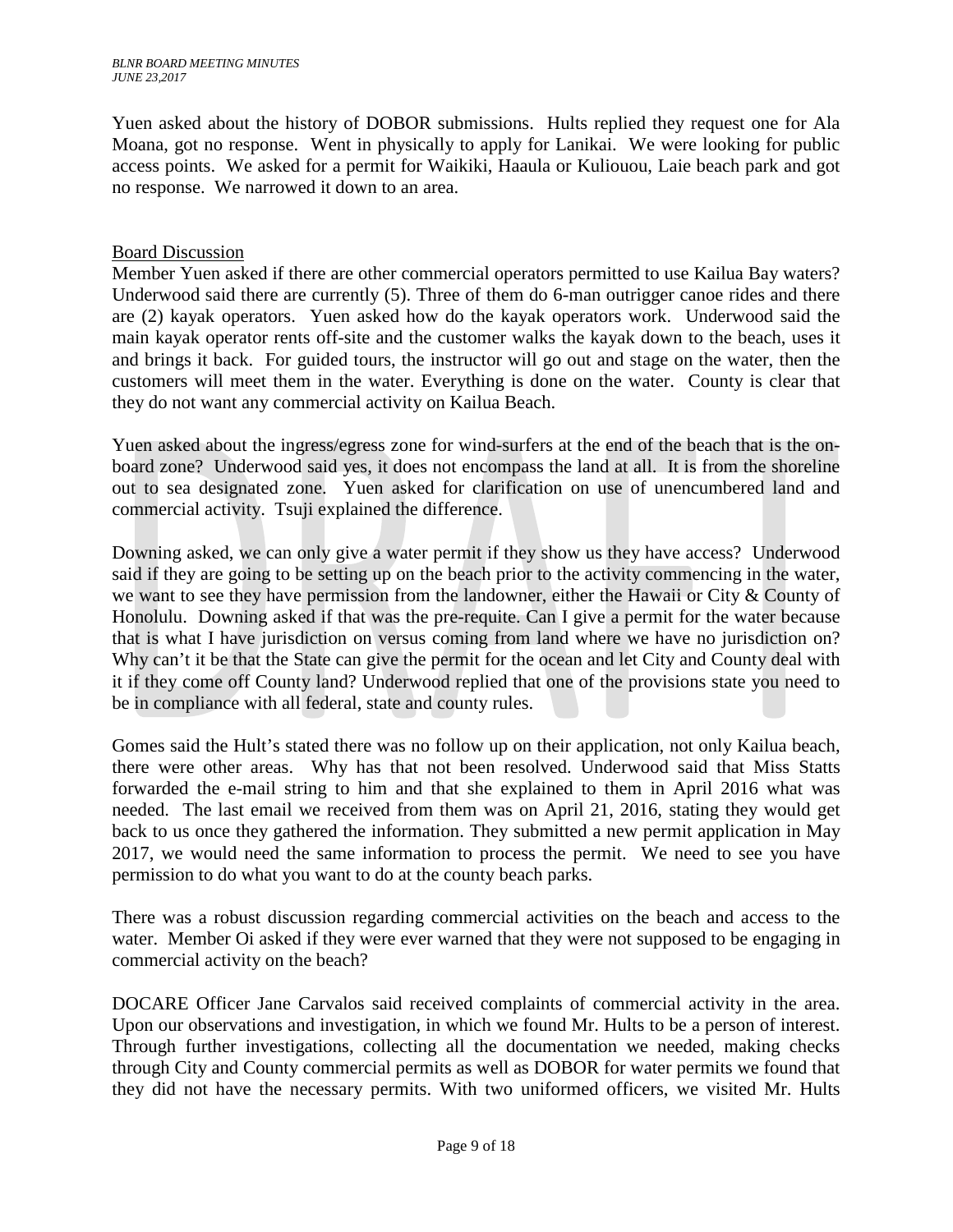Yuen asked about the history of DOBOR submissions. Hults replied they request one for Ala Moana, got no response. Went in physically to apply for Lanikai. We were looking for public access points. We asked for a permit for Waikiki, Haaula or Kuliouou, Laie beach park and got no response. We narrowed it down to an area.

Board Discussion

Member Yuen asked if there are other commercial operators permitted to use Kailua Bay waters? Underwood said there are currently (5). Three of them do 6-man outrigger canoe rides and there are (2) kayak operators. Yuen asked how do the kayak operators work. Underwood said the main kayak operator rents off-site and the customer walks the kayak down to the beach, uses it and brings it back. For guided tours, the instructor will go out and stage on the water, then the customers will meet them in the water. Everything is done on the water. County is clear that they do not want any commercial activity on Kailua Beach.

Yuen asked about the ingress/egress zone for wind-surfers at the end of the beach that is the on-board zone? Underwood said yes, it does not encompass the land at all. It is from the shoreline out to sea designated zone. Yuen asked for clarification on use of unencumbered land and commercial activity. Tsuji explained the difference.

Downing asked, we can only give a water permit if they show us they have access? Underwood said if they are going to be setting up on the beach prior to the activity commencing in the water, we want to see they have permission from the landowner, either the Hawaii or City & County of Honolulu. Downing asked if that was the pre-requite. Can I give a permit for the water because that is what I have jurisdiction on versus coming from land where we have no jurisdiction on? Why can't it be that the State can give the permit for the ocean and let City and County deal with it if they come off County land? Underwood replied that one of the provisions state you need to be in compliance with all federal, state and county rules.

Gomes said the Hult's stated there was no follow up on their application, not only Kailua beach, there were other areas. Why has that not been resolved. Underwood said that Miss Statts forwarded the e-mail string to him and that she explained to them in April 2016 what was needed. The last email we received from them was on April 21, 2016, stating they would get back to us once they gathered the information. They submitted a new permit application in May 2017, we would need the same information to process the permit. We need to see you have permission to do what you want to do at the county beach parks.

There was a robust discussion regarding commercial activities on the beach and access to the water. Member Oi asked if they were ever warned that they were not supposed to be engaging in commercial activity on the beach?

DOCARE Officer Jane Carvalos said received complaints of commercial activity in the area. Upon our observations and investigation, in which we found Mr. Hults to be a person of interest. Through further investigations, collecting all the documentation we needed, making checks through City and County commercial permits as well as DOBOR for water permits we found that they did not have the necessary permits. With two uniformed officers, we visited Mr. Hults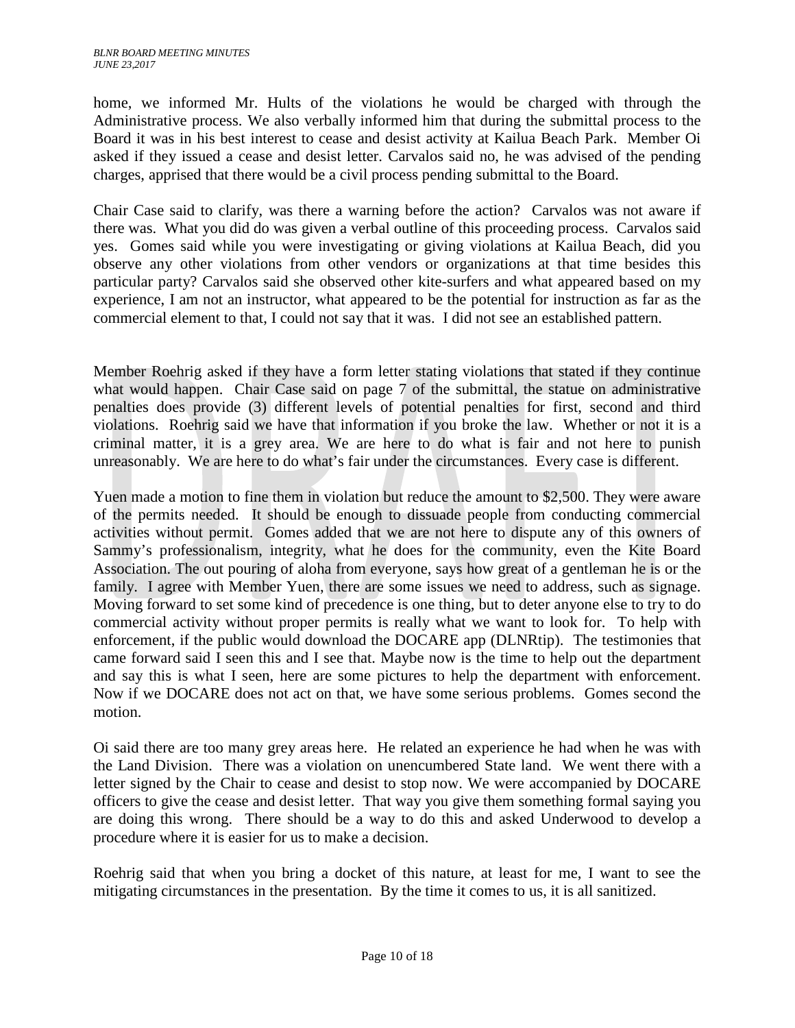home, we informed Mr. Hults of the violations he would be charged with through the Administrative process. We also verbally informed him that during the submittal process to the Board it was in his best interest to cease and desist activity at Kailua Beach Park. Member Oi asked if they issued a cease and desist letter. Carvalos said no, he was advised of the pending charges, apprised that there would be a civil process pending submittal to the Board.

Chair Case said to clarify, was there a warning before the action? Carvalos was not aware if there was. What you did do was given a verbal outline of this proceeding process. Carvalos said yes. Gomes said while you were investigating or giving violations at Kailua Beach, did you observe any other violations from other vendors or organizations at that time besides this particular party? Carvalos said she observed other kite-surfers and what appeared based on my experience, I am not an instructor, what appeared to be the potential for instruction as far as the commercial element to that, I could not say that it was. I did not see an established pattern.

Member Roehrig asked if they have a form letter stating violations that stated if they continue what would happen. Chair Case said on page 7 of the submittal, the statue on administrative penalties does provide (3) different levels of potential penalties for first, second and third violations. Roehrig said we have that information if you broke the law. Whether or not it is a criminal matter, it is a grey area. We are here to do what is fair and not here to punish unreasonably. We are here to do what's fair under the circumstances. Every case is different.

Yuen made a motion to fine them in violation but reduce the amount to $2,500. They were aware of the permits needed. It should be enough to dissuade people from conducting commercial activities without permit. Gomes added that we are not here to dispute any of this owners of Sammy's professionalism, integrity, what he does for the community, even the Kite Board Association. The out pouring of aloha from everyone, says how great of a gentleman he is or the family. I agree with Member Yuen, there are some issues we need to address, such as signage. Moving forward to set some kind of precedence is one thing, but to deter anyone else to try to do commercial activity without proper permits is really what we want to look for. To help with enforcement, if the public would download the DOCARE app (DLNRtip). The testimonies that came forward said I seen this and I see that. Maybe now is the time to help out the department and say this is what I seen, here are some pictures to help the department with enforcement. Now if we DOCARE does not act on that, we have some serious problems. Gomes second the motion.

Oi said there are too many grey areas here. He related an experience he had when he was with the Land Division. There was a violation on unencumbered State land. We went there with a letter signed by the Chair to cease and desist to stop now. We were accompanied by DOCARE officers to give the cease and desist letter. That way you give them something formal saying you are doing this wrong. There should be a way to do this and asked Underwood to develop a procedure where it is easier for us to make a decision.

Roehrig said that when you bring a docket of this nature, at least for me, I want to see the mitigating circumstances in the presentation. By the time it comes to us, it is all sanitized.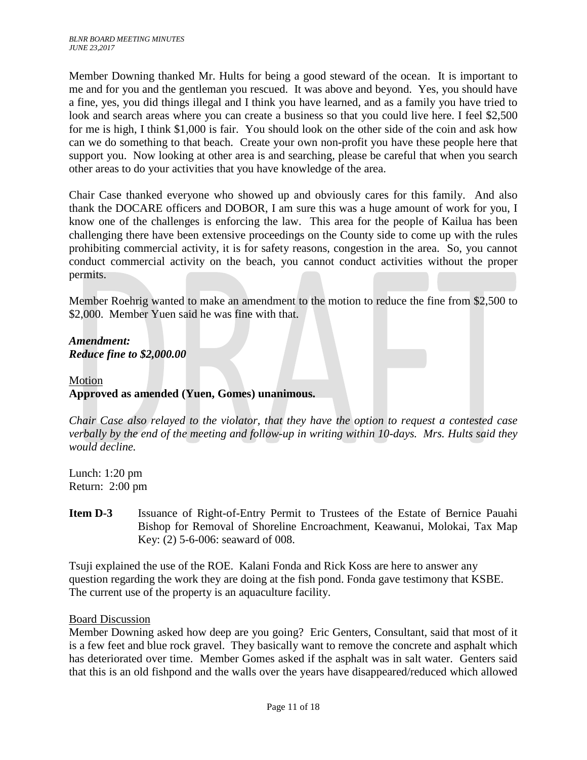Member Downing thanked Mr. Hults for being a good steward of the ocean. It is important to me and for you and the gentleman you rescued. It was above and beyond. Yes, you should have a fine, yes, you did things illegal and I think you have learned, and as a family you have tried to look and search areas where you can create a business so that you could live here. I feel $2,500 for me is high, I think $1,000 is fair. You should look on the other side of the coin and ask how can we do something to that beach. Create your own non-profit you have these people here that support you. Now looking at other area is and searching, please be careful that when you search other areas to do your activities that you have knowledge of the area.

Chair Case thanked everyone who showed up and obviously cares for this family. And also thank the DOCARE officers and DOBOR, I am sure this was a huge amount of work for you, I know one of the challenges is enforcing the law. This area for the people of Kailua has been challenging there have been extensive proceedings on the County side to come up with the rules prohibiting commercial activity, it is for safety reasons, congestion in the area. So, you cannot conduct commercial activity on the beach, you cannot conduct activities without the proper permits.

Member Roehrig wanted to make an amendment to the motion to reduce the fine from $2,500 to $2,000. Member Yuen said he was fine with that.

***Amendment:***
***Reduce fine to $2,000.00***

Motion
**Approved as amended (Yuen, Gomes) unanimous.**

*Chair Case also relayed to the violator, that they have the option to request a contested case verbally by the end of the meeting and follow-up in writing within 10-days. Mrs. Hults said they would decline.*

Lunch: 1:20 pm
Return: 2:00 pm

**Item D-3** Issuance of Right-of-Entry Permit to Trustees of the Estate of Bernice Pauahi Bishop for Removal of Shoreline Encroachment, Keawanui, Molokai, Tax Map Key: (2) 5-6-006: seaward of 008.

Tsuji explained the use of the ROE. Kalani Fonda and Rick Koss are here to answer any question regarding the work they are doing at the fish pond. Fonda gave testimony that KSBE. The current use of the property is an aquaculture facility.

Board Discussion
Member Downing asked how deep are you going? Eric Genters, Consultant, said that most of it is a few feet and blue rock gravel. They basically want to remove the concrete and asphalt which has deteriorated over time. Member Gomes asked if the asphalt was in salt water. Genters said that this is an old fishpond and the walls over the years have disappeared/reduced which allowed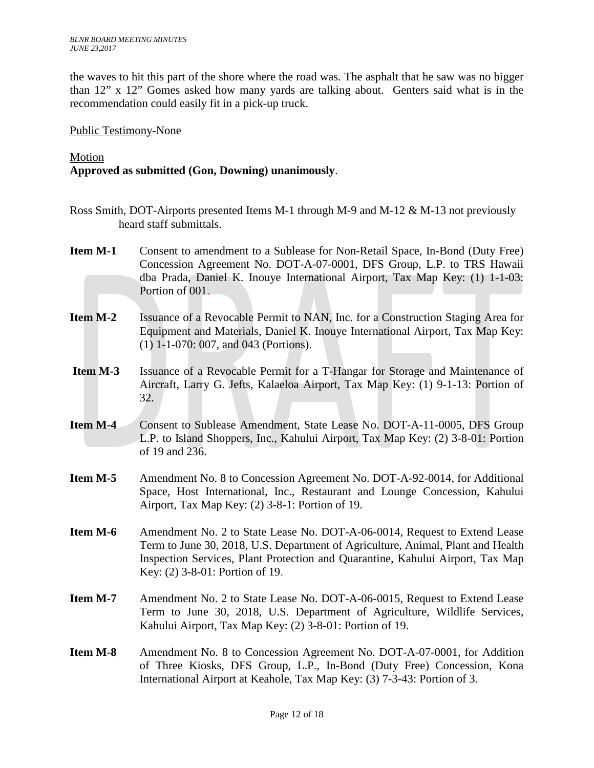the waves to hit this part of the shore where the road was. The asphalt that he saw was no bigger than 12" x 12" Gomes asked how many yards are talking about. Genters said what is in the recommendation could easily fit in a pick-up truck.

Public Testimony-None

Motion
**Approved as submitted (Gon, Downing) unanimously**.

Ross Smith, DOT-Airports presented Items M-1 through M-9 and M-12 & M-13 not previously heard staff submittals.

**Item M-1** Consent to amendment to a Sublease for Non-Retail Space, In-Bond (Duty Free) Concession Agreement No. DOT-A-07-0001, DFS Group, L.P. to TRS Hawaii dba Prada, Daniel K. Inouye International Airport, Tax Map Key: (1) 1-1-03: Portion of 001.

**Item M-2** Issuance of a Revocable Permit to NAN, Inc. for a Construction Staging Area for Equipment and Materials, Daniel K. Inouye International Airport, Tax Map Key: (1) 1-1-070: 007, and 043 (Portions).

**Item M-3** Issuance of a Revocable Permit for a T-Hangar for Storage and Maintenance of Aircraft, Larry G. Jefts, Kalaeloa Airport, Tax Map Key: (1) 9-1-13: Portion of 32.

**Item M-4** Consent to Sublease Amendment, State Lease No. DOT-A-11-0005, DFS Group L.P. to Island Shoppers, Inc., Kahului Airport, Tax Map Key: (2) 3-8-01: Portion of 19 and 236.

**Item M-5** Amendment No. 8 to Concession Agreement No. DOT-A-92-0014, for Additional Space, Host International, Inc., Restaurant and Lounge Concession, Kahului Airport, Tax Map Key: (2) 3-8-1: Portion of 19.

**Item M-6** Amendment No. 2 to State Lease No. DOT-A-06-0014, Request to Extend Lease Term to June 30, 2018, U.S. Department of Agriculture, Animal, Plant and Health Inspection Services, Plant Protection and Quarantine, Kahului Airport, Tax Map Key: (2) 3-8-01: Portion of 19.

**Item M-7** Amendment No. 2 to State Lease No. DOT-A-06-0015, Request to Extend Lease Term to June 30, 2018, U.S. Department of Agriculture, Wildlife Services, Kahului Airport, Tax Map Key: (2) 3-8-01: Portion of 19.

**Item M-8** Amendment No. 8 to Concession Agreement No. DOT-A-07-0001, for Addition of Three Kiosks, DFS Group, L.P., In-Bond (Duty Free) Concession, Kona International Airport at Keahole, Tax Map Key: (3) 7-3-43: Portion of 3.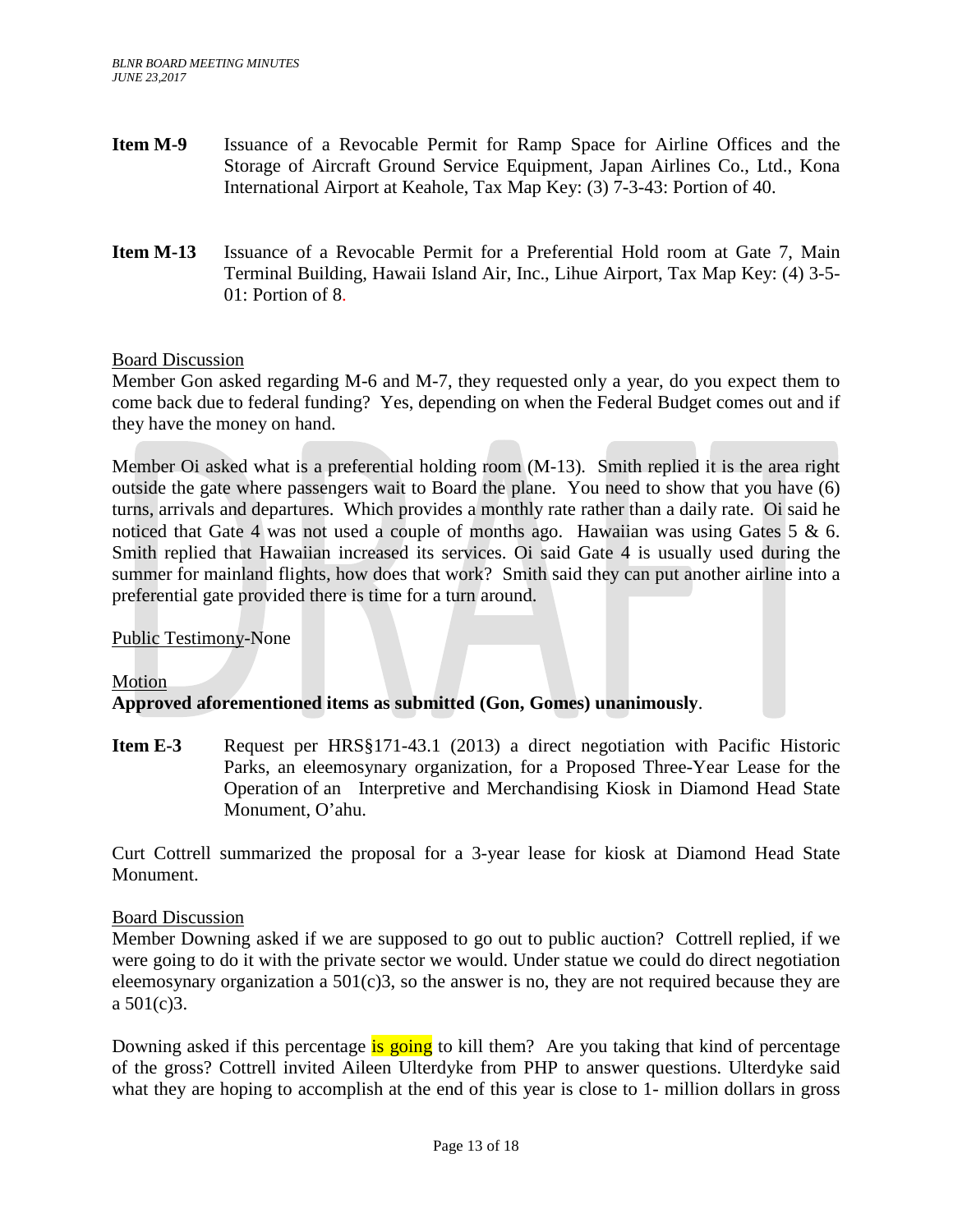**Item M-9** Issuance of a Revocable Permit for Ramp Space for Airline Offices and the Storage of Aircraft Ground Service Equipment, Japan Airlines Co., Ltd., Kona International Airport at Keahole, Tax Map Key: (3) 7-3-43: Portion of 40.

**Item M-13** Issuance of a Revocable Permit for a Preferential Hold room at Gate 7, Main Terminal Building, Hawaii Island Air, Inc., Lihue Airport, Tax Map Key: (4) 3-5-01: Portion of 8.

Board Discussion

Member Gon asked regarding M-6 and M-7, they requested only a year, do you expect them to come back due to federal funding? Yes, depending on when the Federal Budget comes out and if they have the money on hand.

Member Oi asked what is a preferential holding room (M-13). Smith replied it is the area right outside the gate where passengers wait to Board the plane. You need to show that you have (6) turns, arrivals and departures. Which provides a monthly rate rather than a daily rate. Oi said he noticed that Gate 4 was not used a couple of months ago. Hawaiian was using Gates 5 & 6. Smith replied that Hawaiian increased its services. Oi said Gate 4 is usually used during the summer for mainland flights, how does that work? Smith said they can put another airline into a preferential gate provided there is time for a turn around.

Public Testimony-None

Motion

**Approved aforementioned items as submitted (Gon, Gomes) unanimously**.

**Item E-3** Request per HRS§171-43.1 (2013) a direct negotiation with Pacific Historic Parks, an eleemosynary organization, for a Proposed Three-Year Lease for the Operation of an Interpretive and Merchandising Kiosk in Diamond Head State Monument, O'ahu.

Curt Cottrell summarized the proposal for a 3-year lease for kiosk at Diamond Head State Monument.

Board Discussion

Member Downing asked if we are supposed to go out to public auction? Cottrell replied, if we were going to do it with the private sector we would. Under statue we could do direct negotiation eleemosynary organization a 501(c)3, so the answer is no, they are not required because they are a 501(c)3.

Downing asked if this percentage is going to kill them? Are you taking that kind of percentage of the gross? Cottrell invited Aileen Ulterdyke from PHP to answer questions. Ulterdyke said what they are hoping to accomplish at the end of this year is close to 1- million dollars in gross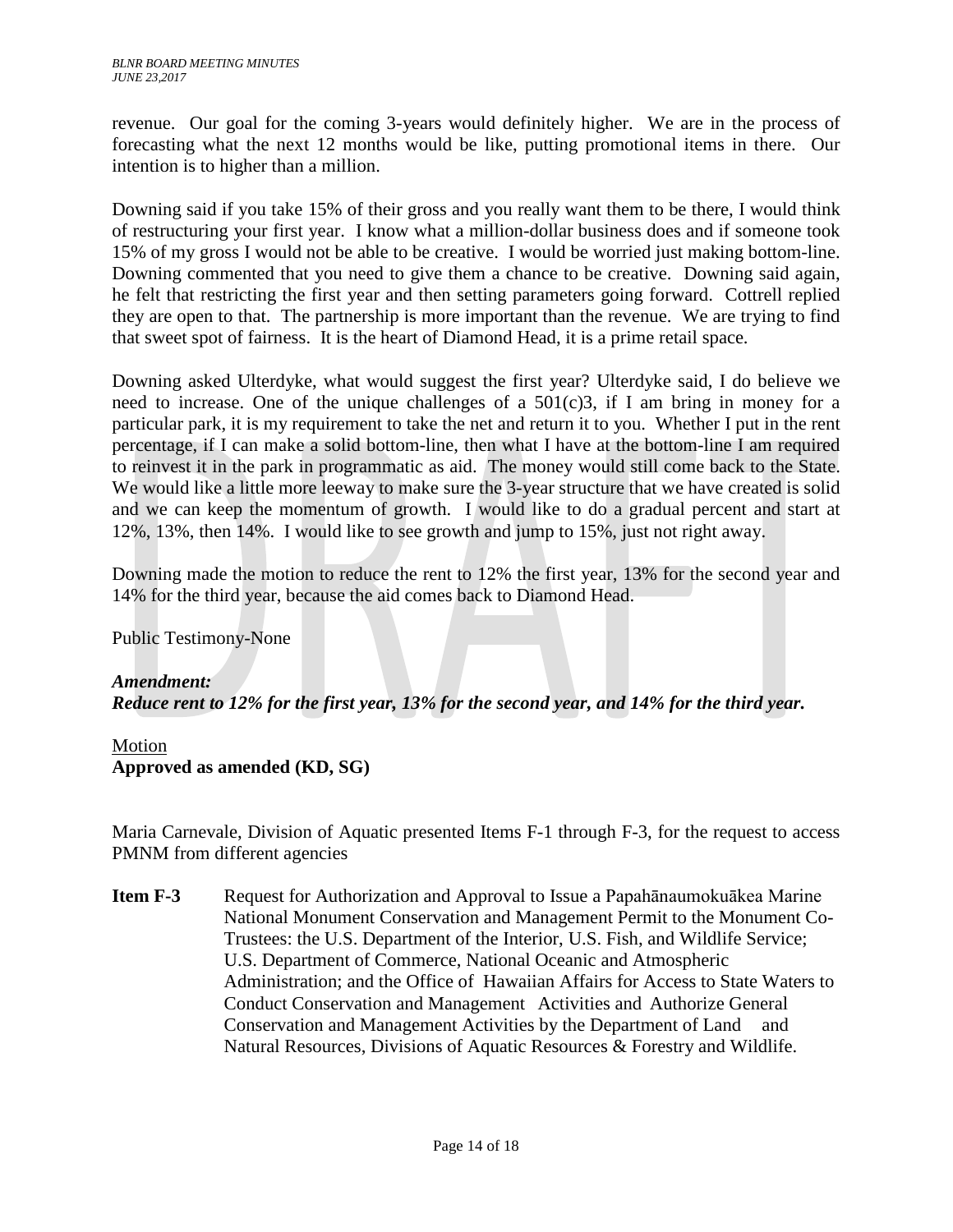revenue. Our goal for the coming 3-years would definitely higher. We are in the process of forecasting what the next 12 months would be like, putting promotional items in there. Our intention is to higher than a million.

Downing said if you take 15% of their gross and you really want them to be there, I would think of restructuring your first year. I know what a million-dollar business does and if someone took 15% of my gross I would not be able to be creative. I would be worried just making bottom-line. Downing commented that you need to give them a chance to be creative. Downing said again, he felt that restricting the first year and then setting parameters going forward. Cottrell replied they are open to that. The partnership is more important than the revenue. We are trying to find that sweet spot of fairness. It is the heart of Diamond Head, it is a prime retail space.

Downing asked Ulterdyke, what would suggest the first year? Ulterdyke said, I do believe we need to increase. One of the unique challenges of a 501(c)3, if I am bring in money for a particular park, it is my requirement to take the net and return it to you. Whether I put in the rent percentage, if I can make a solid bottom-line, then what I have at the bottom-line I am required to reinvest it in the park in programmatic as aid. The money would still come back to the State. We would like a little more leeway to make sure the 3-year structure that we have created is solid and we can keep the momentum of growth. I would like to do a gradual percent and start at 12%, 13%, then 14%. I would like to see growth and jump to 15%, just not right away.

Downing made the motion to reduce the rent to 12% the first year, 13% for the second year and 14% for the third year, because the aid comes back to Diamond Head.

Public Testimony-None

***Amendment:***
***Reduce rent to 12% for the first year, 13% for the second year, and 14% for the third year.***

Motion
**Approved as amended (KD, SG)**

Maria Carnevale, Division of Aquatic presented Items F-1 through F-3, for the request to access PMNM from different agencies

**Item F-3** Request for Authorization and Approval to Issue a Papahānaumokuākea Marine National Monument Conservation and Management Permit to the Monument Co-Trustees: the U.S. Department of the Interior, U.S. Fish, and Wildlife Service; U.S. Department of Commerce, National Oceanic and Atmospheric Administration; and the Office of Hawaiian Affairs for Access to State Waters to Conduct Conservation and Management Activities and Authorize General Conservation and Management Activities by the Department of Land and Natural Resources, Divisions of Aquatic Resources & Forestry and Wildlife.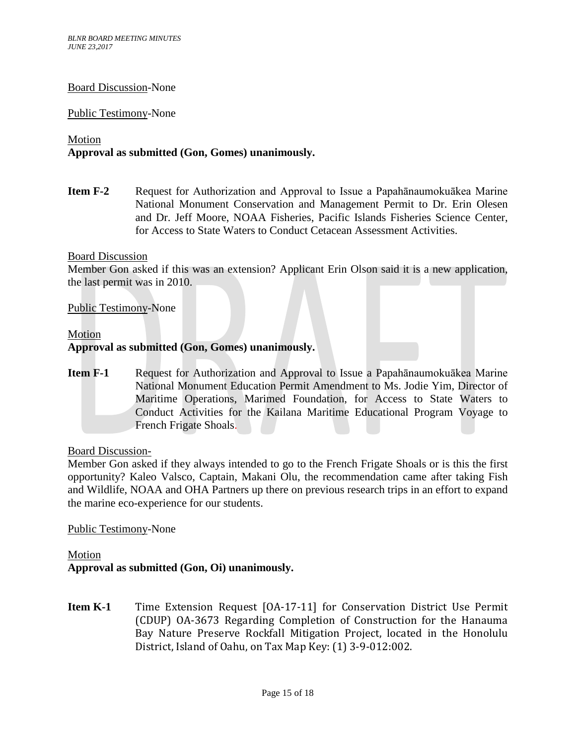Board Discussion-None

Public Testimony-None

Motion
**Approval as submitted (Gon, Gomes) unanimously.**

**Item F-2** Request for Authorization and Approval to Issue a Papahānaumokuākea Marine National Monument Conservation and Management Permit to Dr. Erin Olesen and Dr. Jeff Moore, NOAA Fisheries, Pacific Islands Fisheries Science Center, for Access to State Waters to Conduct Cetacean Assessment Activities.

Board Discussion
Member Gon asked if this was an extension? Applicant Erin Olson said it is a new application, the last permit was in 2010.

Public Testimony-None

Motion
**Approval as submitted (Gon, Gomes) unanimously.**

**Item F-1** Request for Authorization and Approval to Issue a Papahānaumokuākea Marine National Monument Education Permit Amendment to Ms. Jodie Yim, Director of Maritime Operations, Marimed Foundation, for Access to State Waters to Conduct Activities for the Kailana Maritime Educational Program Voyage to French Frigate Shoals.

Board Discussion-
Member Gon asked if they always intended to go to the French Frigate Shoals or is this the first opportunity? Kaleo Valsco, Captain, Makani Olu, the recommendation came after taking Fish and Wildlife, NOAA and OHA Partners up there on previous research trips in an effort to expand the marine eco-experience for our students.

Public Testimony-None

Motion
**Approval as submitted (Gon, Oi) unanimously.**

**Item K-1** Time Extension Request [OA-17-11] for Conservation District Use Permit (CDUP) OA-3673 Regarding Completion of Construction for the Hanauma Bay Nature Preserve Rockfall Mitigation Project, located in the Honolulu District, Island of Oahu, on Tax Map Key: (1) 3-9-012:002.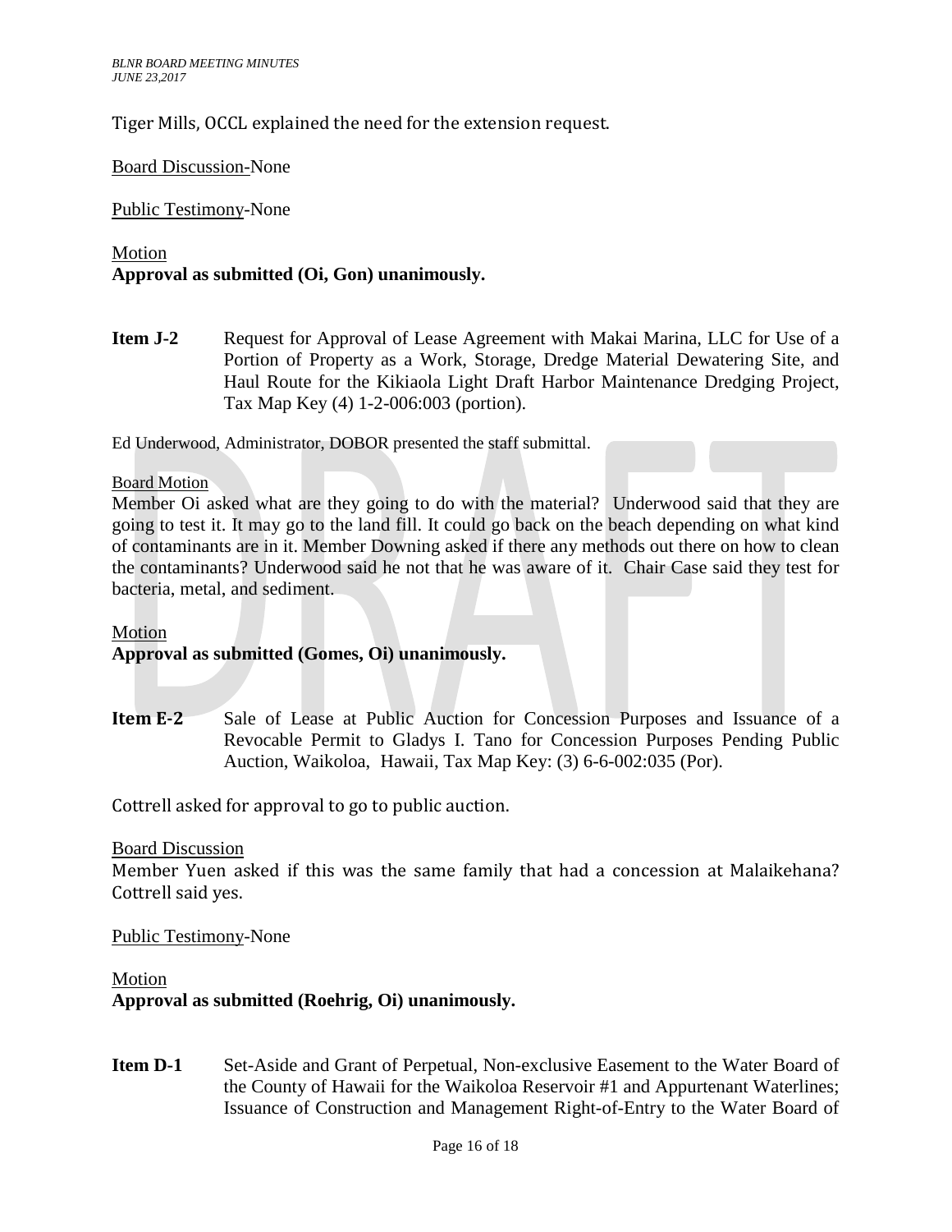Tiger Mills, OCCL explained the need for the extension request.

Board Discussion-None

Public Testimony-None

Motion
**Approval as submitted (Oi, Gon) unanimously.**

**Item J-2** Request for Approval of Lease Agreement with Makai Marina, LLC for Use of a Portion of Property as a Work, Storage, Dredge Material Dewatering Site, and Haul Route for the Kikiaola Light Draft Harbor Maintenance Dredging Project, Tax Map Key (4) 1-2-006:003 (portion).

Ed Underwood, Administrator, DOBOR presented the staff submittal.

Board Motion
Member Oi asked what are they going to do with the material? Underwood said that they are going to test it. It may go to the land fill. It could go back on the beach depending on what kind of contaminants are in it. Member Downing asked if there any methods out there on how to clean the contaminants? Underwood said he not that he was aware of it. Chair Case said they test for bacteria, metal, and sediment.

Motion
**Approval as submitted (Gomes, Oi) unanimously.**

**Item E-2** Sale of Lease at Public Auction for Concession Purposes and Issuance of a Revocable Permit to Gladys I. Tano for Concession Purposes Pending Public Auction, Waikoloa, Hawaii, Tax Map Key: (3) 6-6-002:035 (Por).

Cottrell asked for approval to go to public auction.

Board Discussion
Member Yuen asked if this was the same family that had a concession at Malaikehana? Cottrell said yes.

Public Testimony-None

Motion
**Approval as submitted (Roehrig, Oi) unanimously.**

**Item D-1** Set-Aside and Grant of Perpetual, Non-exclusive Easement to the Water Board of the County of Hawaii for the Waikoloa Reservoir #1 and Appurtenant Waterlines; Issuance of Construction and Management Right-of-Entry to the Water Board of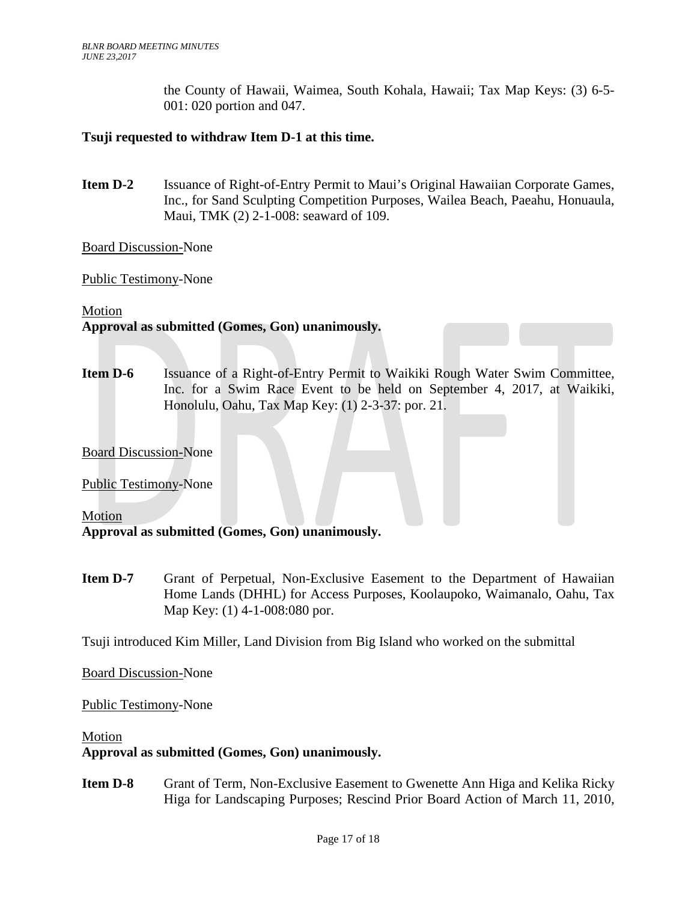the County of Hawaii, Waimea, South Kohala, Hawaii; Tax Map Keys: (3) 6-5-001: 020 portion and 047.

**Tsuji requested to withdraw Item D-1 at this time.**

**Item D-2** Issuance of Right-of-Entry Permit to Maui's Original Hawaiian Corporate Games, Inc., for Sand Sculpting Competition Purposes, Wailea Beach, Paeahu, Honuaula, Maui, TMK (2) 2-1-008: seaward of 109.

Board Discussion-None

Public Testimony-None

Motion
**Approval as submitted (Gomes, Gon) unanimously.**

**Item D-6** Issuance of a Right-of-Entry Permit to Waikiki Rough Water Swim Committee, Inc. for a Swim Race Event to be held on September 4, 2017, at Waikiki, Honolulu, Oahu, Tax Map Key: (1) 2-3-37: por. 21.

Board Discussion-None

Public Testimony-None

Motion
**Approval as submitted (Gomes, Gon) unanimously.**

**Item D-7** Grant of Perpetual, Non-Exclusive Easement to the Department of Hawaiian Home Lands (DHHL) for Access Purposes, Koolaupoko, Waimanalo, Oahu, Tax Map Key: (1) 4-1-008:080 por.

Tsuji introduced Kim Miller, Land Division from Big Island who worked on the submittal

Board Discussion-None

Public Testimony-None

Motion
**Approval as submitted (Gomes, Gon) unanimously.**

**Item D-8** Grant of Term, Non-Exclusive Easement to Gwenette Ann Higa and Kelika Ricky Higa for Landscaping Purposes; Rescind Prior Board Action of March 11, 2010,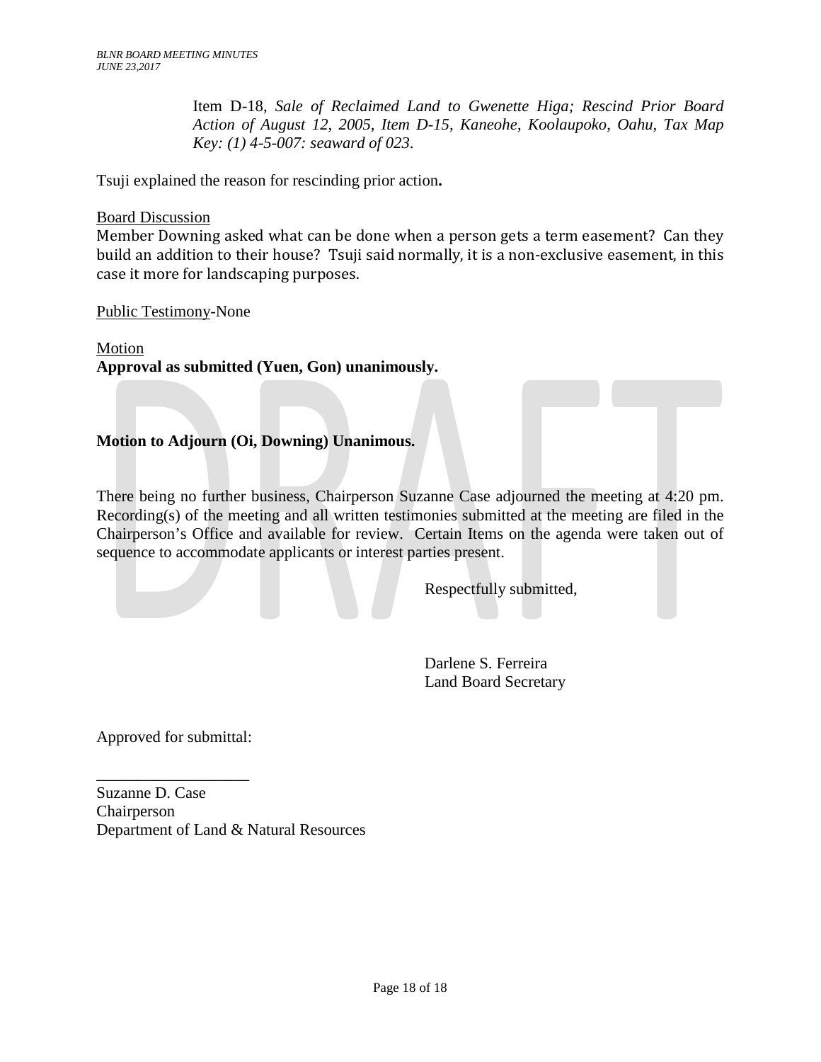Item D-18, *Sale of Reclaimed Land to Gwenette Higa; Rescind Prior Board Action of August 12, 2005, Item D-15, Kaneohe, Koolaupoko, Oahu, Tax Map Key: (1) 4-5-007: seaward of 023.*

Tsuji explained the reason for rescinding prior action**.**

Board Discussion
Member Downing asked what can be done when a person gets a term easement? Can they build an addition to their house? Tsuji said normally, it is a non-exclusive easement, in this case it more for landscaping purposes.

Public Testimony-None

Motion
**Approval as submitted (Yuen, Gon) unanimously.**

**Motion to Adjourn (Oi, Downing) Unanimous.**

There being no further business, Chairperson Suzanne Case adjourned the meeting at 4:20 pm. Recording(s) of the meeting and all written testimonies submitted at the meeting are filed in the Chairperson's Office and available for review. Certain Items on the agenda were taken out of sequence to accommodate applicants or interest parties present.

Respectfully submitted,

Darlene S. Ferreira
Land Board Secretary

Approved for submittal:

___________________
Suzanne D. Case
Chairperson
Department of Land & Natural Resources